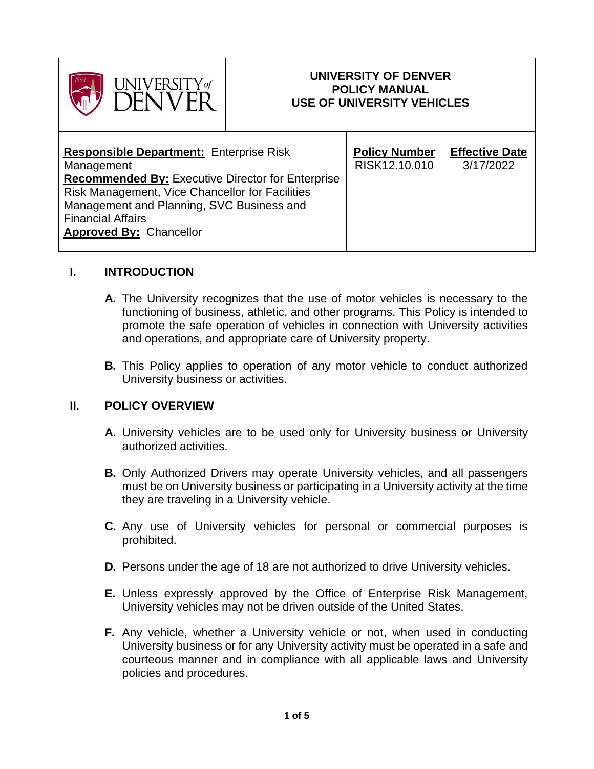**UNIVERSITY OF DENVER**
**POLICY MANUAL**
**USE OF UNIVERSITY VEHICLES**

| **Responsible Department:** Enterprise Risk Management<br>**Recommended By:** Executive Director for Enterprise Risk Management, Vice Chancellor for Facilities Management and Planning, SVC Business and Financial Affairs<br>**Approved By:** Chancellor | **Policy Number**<br>RISK12.10.010 | **Effective Date**<br>3/17/2022 |
|---|---|---|

## I. INTRODUCTION

**A.** The University recognizes that the use of motor vehicles is necessary to the functioning of business, athletic, and other programs. This Policy is intended to promote the safe operation of vehicles in connection with University activities and operations, and appropriate care of University property.

**B.** This Policy applies to operation of any motor vehicle to conduct authorized University business or activities.

## II. POLICY OVERVIEW

**A.** University vehicles are to be used only for University business or University authorized activities.

**B.** Only Authorized Drivers may operate University vehicles, and all passengers must be on University business or participating in a University activity at the time they are traveling in a University vehicle.

**C.** Any use of University vehicles for personal or commercial purposes is prohibited.

**D.** Persons under the age of 18 are not authorized to drive University vehicles.

**E.** Unless expressly approved by the Office of Enterprise Risk Management, University vehicles may not be driven outside of the United States.

**F.** Any vehicle, whether a University vehicle or not, when used in conducting University business or for any University activity must be operated in a safe and courteous manner and in compliance with all applicable laws and University policies and procedures.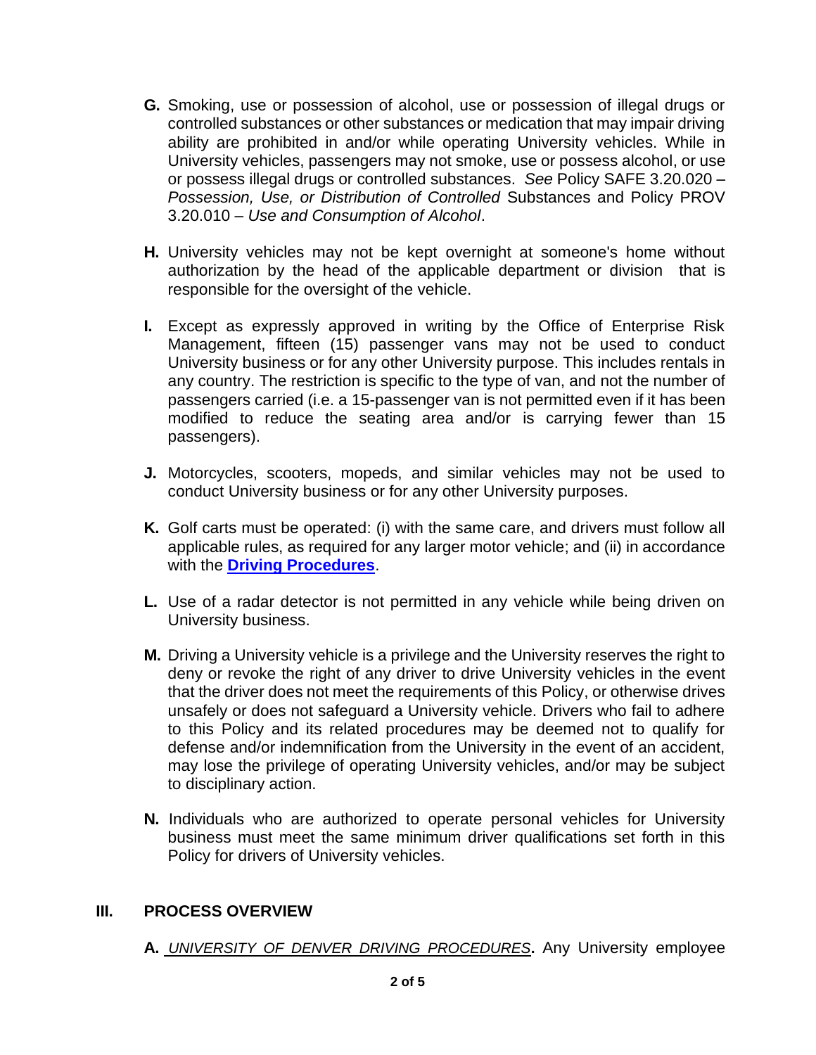**G.** Smoking, use or possession of alcohol, use or possession of illegal drugs or controlled substances or other substances or medication that may impair driving ability are prohibited in and/or while operating University vehicles. While in University vehicles, passengers may not smoke, use or possess alcohol, or use or possess illegal drugs or controlled substances. *See* Policy SAFE 3.20.020 – *Possession, Use, or Distribution of Controlled* Substances and Policy PROV 3.20.010 – *Use and Consumption of Alcohol*.

**H.** University vehicles may not be kept overnight at someone's home without authorization by the head of the applicable department or division that is responsible for the oversight of the vehicle.

**I.** Except as expressly approved in writing by the Office of Enterprise Risk Management, fifteen (15) passenger vans may not be used to conduct University business or for any other University purpose. This includes rentals in any country. The restriction is specific to the type of van, and not the number of passengers carried (i.e. a 15-passenger van is not permitted even if it has been modified to reduce the seating area and/or is carrying fewer than 15 passengers).

**J.** Motorcycles, scooters, mopeds, and similar vehicles may not be used to conduct University business or for any other University purposes.

**K.** Golf carts must be operated: (i) with the same care, and drivers must follow all applicable rules, as required for any larger motor vehicle; and (ii) in accordance with the **Driving Procedures**.

**L.** Use of a radar detector is not permitted in any vehicle while being driven on University business.

**M.** Driving a University vehicle is a privilege and the University reserves the right to deny or revoke the right of any driver to drive University vehicles in the event that the driver does not meet the requirements of this Policy, or otherwise drives unsafely or does not safeguard a University vehicle. Drivers who fail to adhere to this Policy and its related procedures may be deemed not to qualify for defense and/or indemnification from the University in the event of an accident, may lose the privilege of operating University vehicles, and/or may be subject to disciplinary action.

**N.** Individuals who are authorized to operate personal vehicles for University business must meet the same minimum driver qualifications set forth in this Policy for drivers of University vehicles.

## III. PROCESS OVERVIEW

**A.** *UNIVERSITY OF DENVER DRIVING PROCEDURES***.** Any University employee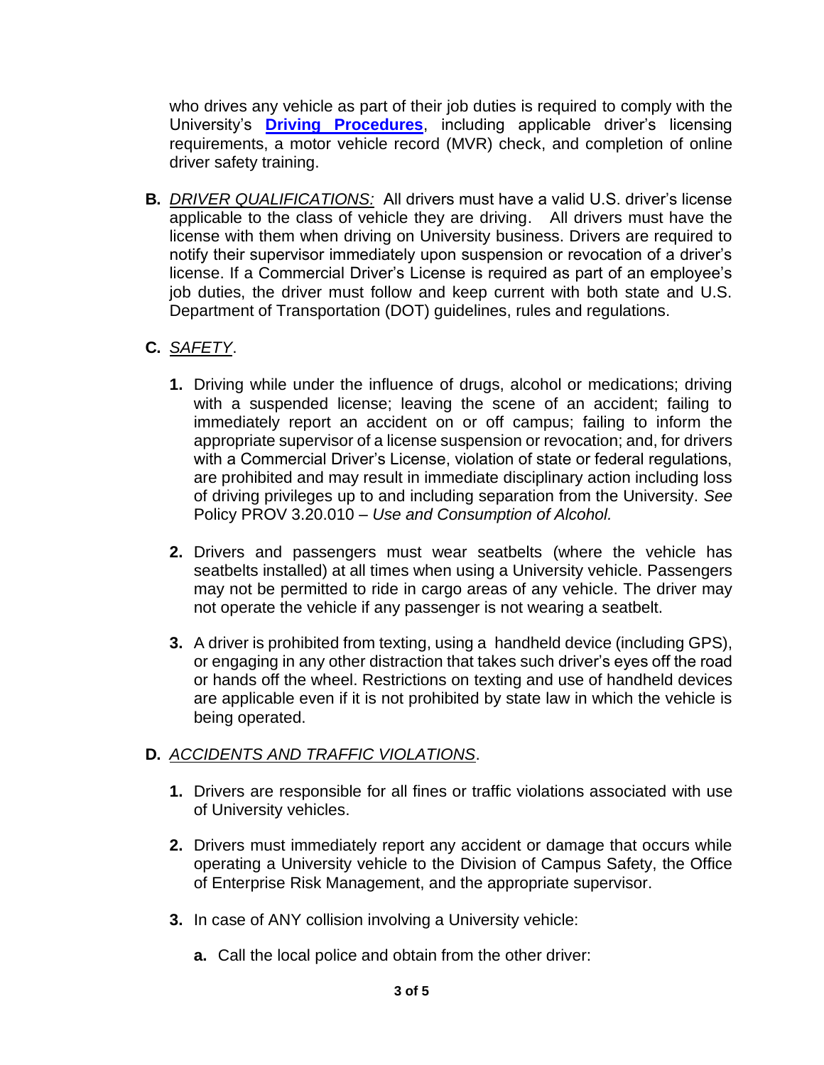who drives any vehicle as part of their job duties is required to comply with the University's **Driving Procedures**, including applicable driver's licensing requirements, a motor vehicle record (MVR) check, and completion of online driver safety training.

**B.** *DRIVER QUALIFICATIONS:* All drivers must have a valid U.S. driver's license applicable to the class of vehicle they are driving. All drivers must have the license with them when driving on University business. Drivers are required to notify their supervisor immediately upon suspension or revocation of a driver's license. If a Commercial Driver's License is required as part of an employee's job duties, the driver must follow and keep current with both state and U.S. Department of Transportation (DOT) guidelines, rules and regulations.

**C.** *SAFETY*.

1. Driving while under the influence of drugs, alcohol or medications; driving with a suspended license; leaving the scene of an accident; failing to immediately report an accident on or off campus; failing to inform the appropriate supervisor of a license suspension or revocation; and, for drivers with a Commercial Driver's License, violation of state or federal regulations, are prohibited and may result in immediate disciplinary action including loss of driving privileges up to and including separation from the University. *See* Policy PROV 3.20.010 – *Use and Consumption of Alcohol.*

2. Drivers and passengers must wear seatbelts (where the vehicle has seatbelts installed) at all times when using a University vehicle. Passengers may not be permitted to ride in cargo areas of any vehicle. The driver may not operate the vehicle if any passenger is not wearing a seatbelt.

3. A driver is prohibited from texting, using a handheld device (including GPS), or engaging in any other distraction that takes such driver's eyes off the road or hands off the wheel. Restrictions on texting and use of handheld devices are applicable even if it is not prohibited by state law in which the vehicle is being operated.

**D.** *ACCIDENTS AND TRAFFIC VIOLATIONS*.

1. Drivers are responsible for all fines or traffic violations associated with use of University vehicles.

2. Drivers must immediately report any accident or damage that occurs while operating a University vehicle to the Division of Campus Safety, the Office of Enterprise Risk Management, and the appropriate supervisor.

3. In case of ANY collision involving a University vehicle:

   **a.** Call the local police and obtain from the other driver: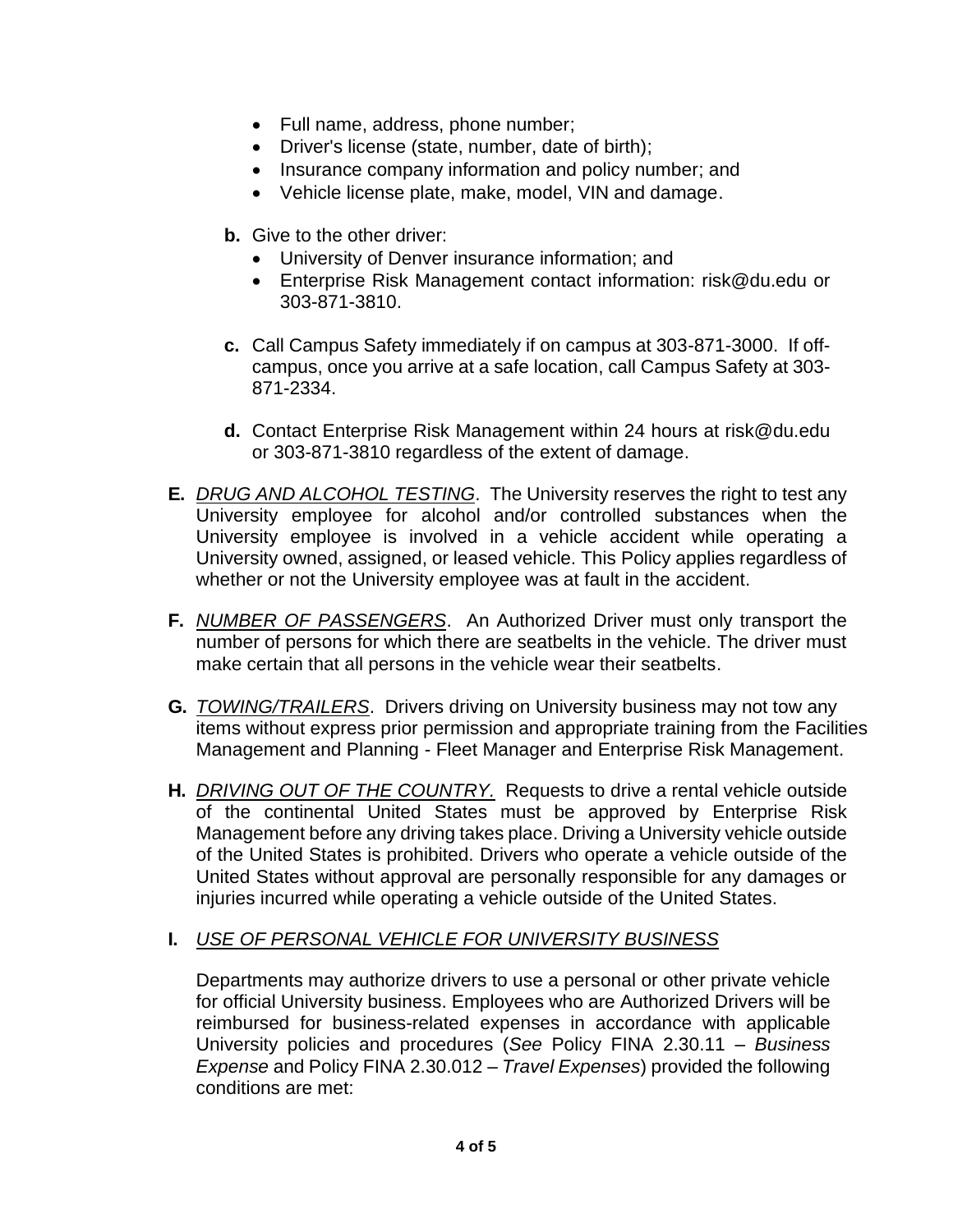- Full name, address, phone number;
- Driver's license (state, number, date of birth);
- Insurance company information and policy number; and
- Vehicle license plate, make, model, VIN and damage.

**b.** Give to the other driver:

- University of Denver insurance information; and
- Enterprise Risk Management contact information: risk@du.edu or 303-871-3810.

**c.** Call Campus Safety immediately if on campus at 303-871-3000. If off-campus, once you arrive at a safe location, call Campus Safety at 303-871-2334.

**d.** Contact Enterprise Risk Management within 24 hours at risk@du.edu or 303-871-3810 regardless of the extent of damage.

**E.** *DRUG AND ALCOHOL TESTING*. The University reserves the right to test any University employee for alcohol and/or controlled substances when the University employee is involved in a vehicle accident while operating a University owned, assigned, or leased vehicle. This Policy applies regardless of whether or not the University employee was at fault in the accident.

**F.** *NUMBER OF PASSENGERS*. An Authorized Driver must only transport the number of persons for which there are seatbelts in the vehicle. The driver must make certain that all persons in the vehicle wear their seatbelts.

**G.** *TOWING/TRAILERS*. Drivers driving on University business may not tow any items without express prior permission and appropriate training from the Facilities Management and Planning - Fleet Manager and Enterprise Risk Management.

**H.** *DRIVING OUT OF THE COUNTRY.* Requests to drive a rental vehicle outside of the continental United States must be approved by Enterprise Risk Management before any driving takes place. Driving a University vehicle outside of the United States is prohibited. Drivers who operate a vehicle outside of the United States without approval are personally responsible for any damages or injuries incurred while operating a vehicle outside of the United States.

**I.** *USE OF PERSONAL VEHICLE FOR UNIVERSITY BUSINESS*

Departments may authorize drivers to use a personal or other private vehicle for official University business. Employees who are Authorized Drivers will be reimbursed for business-related expenses in accordance with applicable University policies and procedures (*See* Policy FINA 2.30.11 – *Business Expense* and Policy FINA 2.30.012 – *Travel Expenses*) provided the following conditions are met: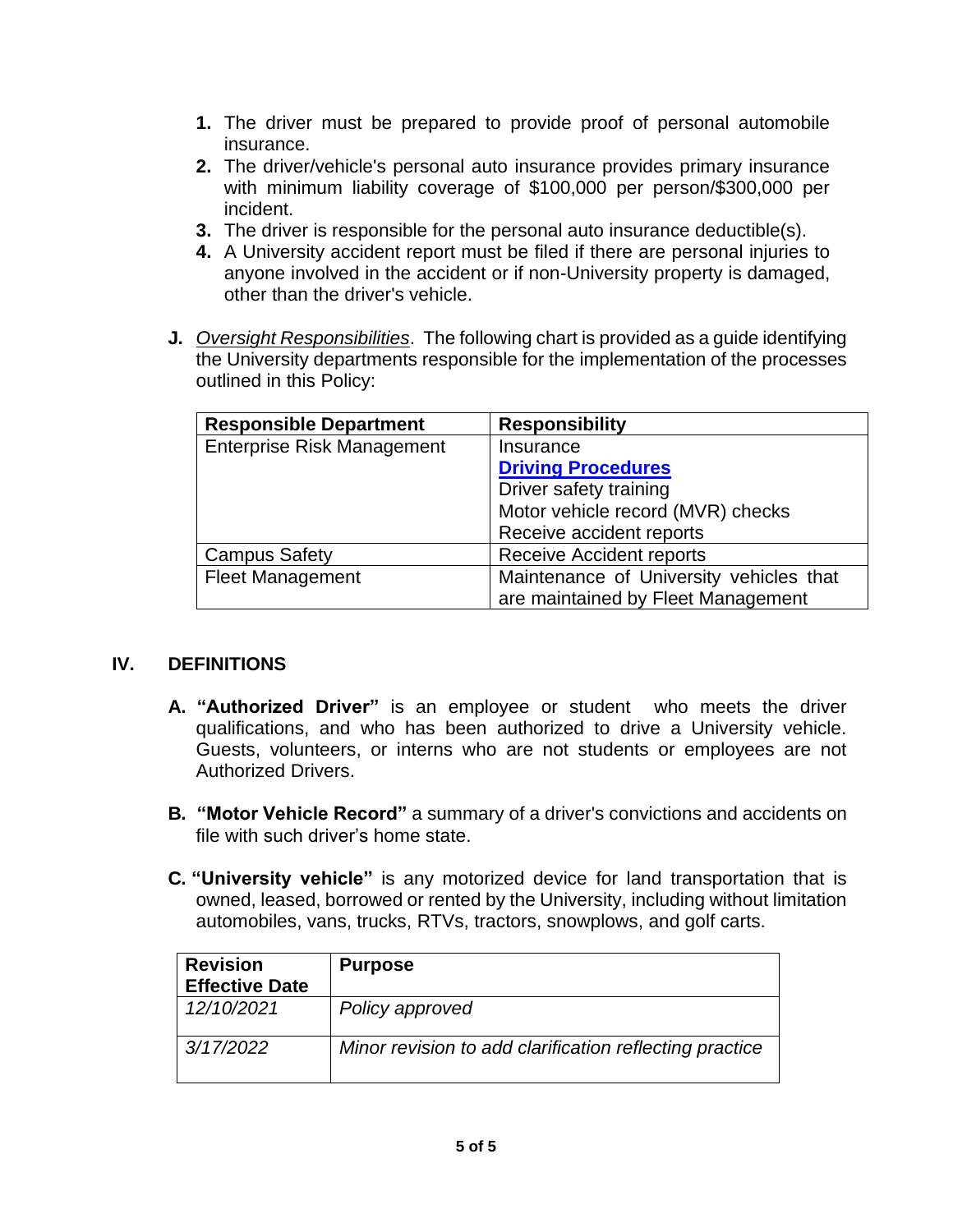1. The driver must be prepared to provide proof of personal automobile insurance.
2. The driver/vehicle's personal auto insurance provides primary insurance with minimum liability coverage of $100,000 per person/$300,000 per incident.
3. The driver is responsible for the personal auto insurance deductible(s).
4. A University accident report must be filed if there are personal injuries to anyone involved in the accident or if non-University property is damaged, other than the driver's vehicle.

**J.** *Oversight Responsibilities*. The following chart is provided as a guide identifying the University departments responsible for the implementation of the processes outlined in this Policy:

| Responsible Department | Responsibility |
|---|---|
| Enterprise Risk Management | Insurance<br>**Driving Procedures**<br>Driver safety training<br>Motor vehicle record (MVR) checks<br>Receive accident reports |
| Campus Safety | Receive Accident reports |
| Fleet Management | Maintenance of University vehicles that are maintained by Fleet Management |

## IV. DEFINITIONS

**A. "Authorized Driver"** is an employee or student who meets the driver qualifications, and who has been authorized to drive a University vehicle. Guests, volunteers, or interns who are not students or employees are not Authorized Drivers.

**B. "Motor Vehicle Record"** a summary of a driver's convictions and accidents on file with such driver's home state.

**C. "University vehicle"** is any motorized device for land transportation that is owned, leased, borrowed or rented by the University, including without limitation automobiles, vans, trucks, RTVs, tractors, snowplows, and golf carts.

| Revision Effective Date | Purpose |
|---|---|
| *12/10/2021* | *Policy approved* |
| *3/17/2022* | *Minor revision to add clarification reflecting practice* |